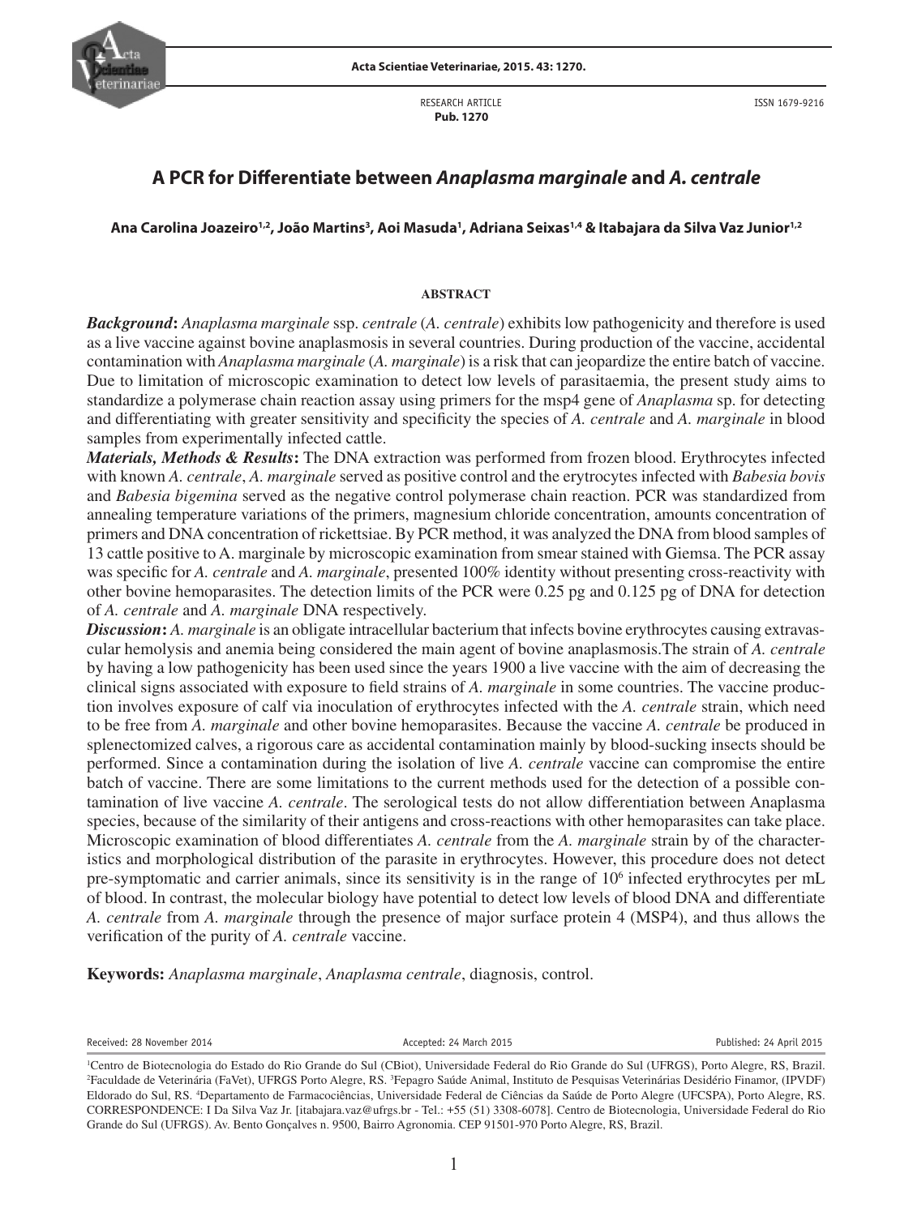RESEARCH ARTICLE
**Pub. 1270**

ISSN 1679-9216

# A PCR for Differentiate between *Anaplasma marginale* and *A. centrale*

**Ana Carolina Joazeiro[1,2], João Martins[3], Aoi Masuda[1], Adriana Seixas[1,4] & Itabajara da Silva Vaz Junior[1,2]**

## ABSTRACT

***Background*:** *Anaplasma marginale* ssp. *centrale* (*A. centrale*) exhibits low pathogenicity and therefore is used as a live vaccine against bovine anaplasmosis in several countries. During production of the vaccine, accidental contamination with *Anaplasma marginale* (*A. marginale*) is a risk that can jeopardize the entire batch of vaccine. Due to limitation of microscopic examination to detect low levels of parasitaemia, the present study aims to standardize a polymerase chain reaction assay using primers for the msp4 gene of *Anaplasma* sp. for detecting and differentiating with greater sensitivity and specificity the species of *A. centrale* and *A. marginale* in blood samples from experimentally infected cattle.

***Materials, Methods & Results*:** The DNA extraction was performed from frozen blood. Erythrocytes infected with known *A. centrale*, *A. marginale* served as positive control and the erytrocytes infected with *Babesia bovis* and *Babesia bigemina* served as the negative control polymerase chain reaction. PCR was standardized from annealing temperature variations of the primers, magnesium chloride concentration, amounts concentration of primers and DNA concentration of rickettsiae. By PCR method, it was analyzed the DNA from blood samples of 13 cattle positive to A. marginale by microscopic examination from smear stained with Giemsa. The PCR assay was specific for *A. centrale* and *A. marginale*, presented 100% identity without presenting cross-reactivity with other bovine hemoparasites. The detection limits of the PCR were 0.25 pg and 0.125 pg of DNA for detection of *A. centrale* and *A. marginale* DNA respectively.

***Discussion*:** *A. marginale* is an obligate intracellular bacterium that infects bovine erythrocytes causing extravascular hemolysis and anemia being considered the main agent of bovine anaplasmosis.The strain of *A. centrale* by having a low pathogenicity has been used since the years 1900 a live vaccine with the aim of decreasing the clinical signs associated with exposure to field strains of *A. marginale* in some countries. The vaccine production involves exposure of calf via inoculation of erythrocytes infected with the *A. centrale* strain, which need to be free from *A. marginale* and other bovine hemoparasites. Because the vaccine *A. centrale* be produced in splenectomized calves, a rigorous care as accidental contamination mainly by blood-sucking insects should be performed. Since a contamination during the isolation of live *A. centrale* vaccine can compromise the entire batch of vaccine. There are some limitations to the current methods used for the detection of a possible contamination of live vaccine *A. centrale*. The serological tests do not allow differentiation between Anaplasma species, because of the similarity of their antigens and cross-reactions with other hemoparasites can take place. Microscopic examination of blood differentiates *A. centrale* from the *A. marginale* strain by of the characteristics and morphological distribution of the parasite in erythrocytes. However, this procedure does not detect pre-symptomatic and carrier animals, since its sensitivity is in the range of $10^6$ infected erythrocytes per mL of blood. In contrast, the molecular biology have potential to detect low levels of blood DNA and differentiate *A. centrale* from *A. marginale* through the presence of major surface protein 4 (MSP4), and thus allows the verification of the purity of *A. centrale* vaccine.

**Keywords:** *Anaplasma marginale*, *Anaplasma centrale*, diagnosis, control.

Received: 28 November 2014 Accepted: 24 March 2015 Published: 24 April 2015

[1]Centro de Biotecnologia do Estado do Rio Grande do Sul (CBiot), Universidade Federal do Rio Grande do Sul (UFRGS), Porto Alegre, RS, Brazil. [2]Faculdade de Veterinária (FaVet), UFRGS Porto Alegre, RS. [3]Fepagro Saúde Animal, Instituto de Pesquisas Veterinárias Desidério Finamor, (IPVDF) Eldorado do Sul, RS. [4]Departamento de Farmacociências, Universidade Federal de Ciências da Saúde de Porto Alegre (UFCSPA), Porto Alegre, RS. CORRESPONDENCE: I Da Silva Vaz Jr. [itabajara.vaz@ufrgs.br - Tel.: +55 (51) 3308-6078]. Centro de Biotecnologia, Universidade Federal do Rio Grande do Sul (UFRGS). Av. Bento Gonçalves n. 9500, Bairro Agronomia. CEP 91501-970 Porto Alegre, RS, Brazil.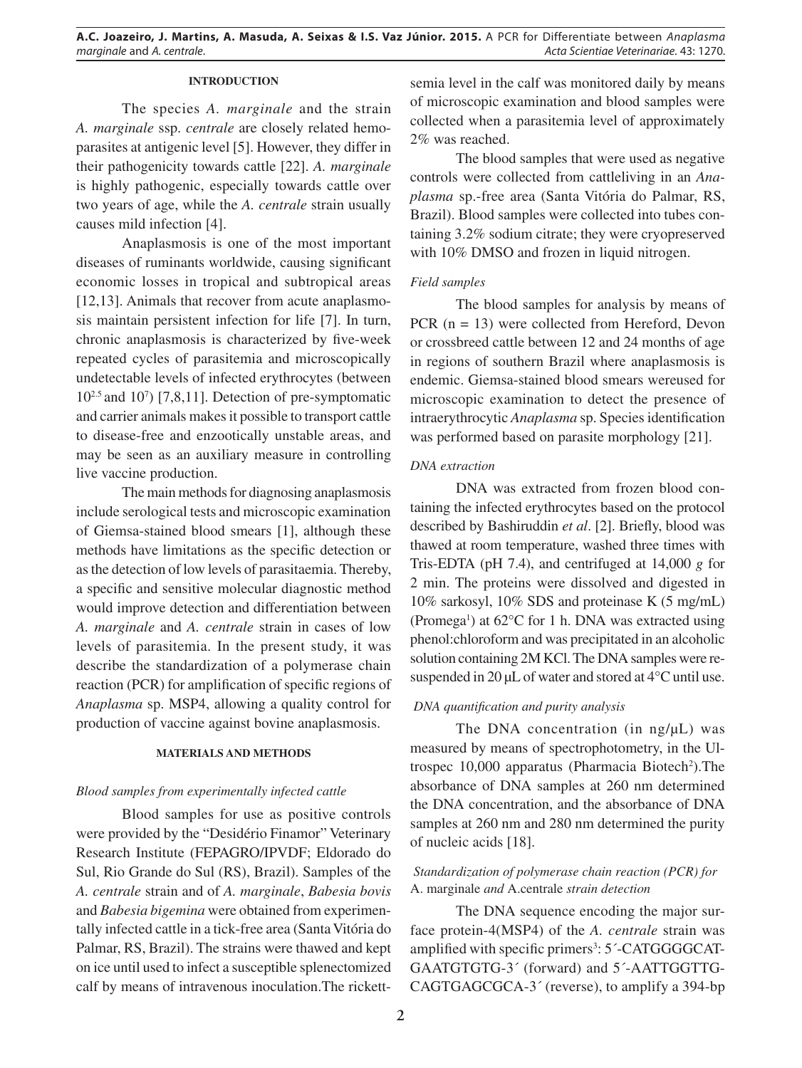## INTRODUCTION

The species *A. marginale* and the strain *A. marginale* ssp. *centrale* are closely related hemoparasites at antigenic level [5]. However, they differ in their pathogenicity towards cattle [22]. *A. marginale* is highly pathogenic, especially towards cattle over two years of age, while the *A. centrale* strain usually causes mild infection [4].

Anaplasmosis is one of the most important diseases of ruminants worldwide, causing significant economic losses in tropical and subtropical areas [12,13]. Animals that recover from acute anaplasmosis maintain persistent infection for life [7]. In turn, chronic anaplasmosis is characterized by five-week repeated cycles of parasitemia and microscopically undetectable levels of infected erythrocytes (between $10^{2.5}$ and $10^{7}$) [7,8,11]. Detection of pre-symptomatic and carrier animals makes it possible to transport cattle to disease-free and enzootically unstable areas, and may be seen as an auxiliary measure in controlling live vaccine production.

The main methods for diagnosing anaplasmosis include serological tests and microscopic examination of Giemsa-stained blood smears [1], although these methods have limitations as the specific detection or as the detection of low levels of parasitaemia. Thereby, a specific and sensitive molecular diagnostic method would improve detection and differentiation between *A. marginale* and *A. centrale* strain in cases of low levels of parasitemia. In the present study, it was describe the standardization of a polymerase chain reaction (PCR) for amplification of specific regions of *Anaplasma* sp. MSP4, allowing a quality control for production of vaccine against bovine anaplasmosis.

## MATERIALS AND METHODS

### *Blood samples from experimentally infected cattle*

Blood samples for use as positive controls were provided by the "Desidério Finamor" Veterinary Research Institute (FEPAGRO/IPVDF; Eldorado do Sul, Rio Grande do Sul (RS), Brazil). Samples of the *A. centrale* strain and of *A. marginale*, *Babesia bovis* and *Babesia bigemina* were obtained from experimentally infected cattle in a tick-free area (Santa Vitória do Palmar, RS, Brazil). The strains were thawed and kept on ice until used to infect a susceptible splenectomized calf by means of intravenous inoculation.The rickettsemia level in the calf was monitored daily by means of microscopic examination and blood samples were collected when a parasitemia level of approximately 2% was reached.

The blood samples that were used as negative controls were collected from cattleliving in an *Anaplasma* sp.-free area (Santa Vitória do Palmar, RS, Brazil). Blood samples were collected into tubes containing 3.2% sodium citrate; they were cryopreserved with 10% DMSO and frozen in liquid nitrogen.

### *Field samples*

The blood samples for analysis by means of PCR (n = 13) were collected from Hereford, Devon or crossbreed cattle between 12 and 24 months of age in regions of southern Brazil where anaplasmosis is endemic. Giemsa-stained blood smears wereused for microscopic examination to detect the presence of intraerythrocytic *Anaplasma* sp. Species identification was performed based on parasite morphology [21].

### *DNA extraction*

DNA was extracted from frozen blood containing the infected erythrocytes based on the protocol described by Bashiruddin *et al*. [2]. Briefly, blood was thawed at room temperature, washed three times with Tris-EDTA (pH 7.4), and centrifuged at 14,000 *g* for 2 min. The proteins were dissolved and digested in 10% sarkosyl, 10% SDS and proteinase K (5 mg/mL) (Promega[1]) at 62°C for 1 h. DNA was extracted using phenol:chloroform and was precipitated in an alcoholic solution containing 2M KCl. The DNA samples were resuspended in 20 µL of water and stored at 4°C until use.

### *DNA quantification and purity analysis*

The DNA concentration (in ng/µL) was measured by means of spectrophotometry, in the Ultrospec 10,000 apparatus (Pharmacia Biotech[2]).The absorbance of DNA samples at 260 nm determined the DNA concentration, and the absorbance of DNA samples at 260 nm and 280 nm determined the purity of nucleic acids [18].

### *Standardization of polymerase chain reaction (PCR) for* A. marginale *and* A.centrale *strain detection*

The DNA sequence encoding the major surface protein-4(MSP4) of the *A. centrale* strain was amplified with specific primers[3]: 5´-CATGGGGCATGAATGTGTG-3´ (forward) and 5´-AATTGGTTGCAGTGAGCGCA-3´ (reverse), to amplify a 394-bp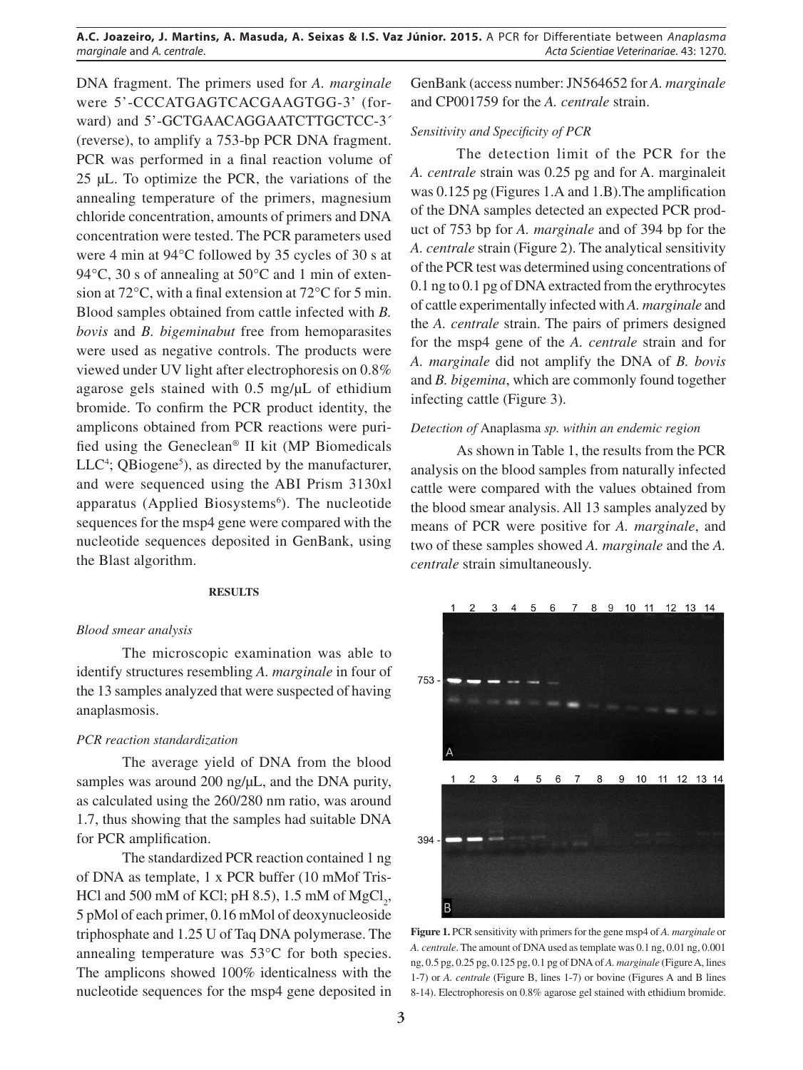DNA fragment. The primers used for *A. marginale* were 5'-CCCATGAGTCACGAAGTGG-3' (forward) and 5'-GCTGAACAGGAATCTTGCTCC-3´ (reverse), to amplify a 753-bp PCR DNA fragment. PCR was performed in a final reaction volume of 25 µL. To optimize the PCR, the variations of the annealing temperature of the primers, magnesium chloride concentration, amounts of primers and DNA concentration were tested. The PCR parameters used were 4 min at 94°C followed by 35 cycles of 30 s at 94°C, 30 s of annealing at 50°C and 1 min of extension at 72°C, with a final extension at 72°C for 5 min. Blood samples obtained from cattle infected with *B. bovis* and *B. bigeminabut* free from hemoparasites were used as negative controls. The products were viewed under UV light after electrophoresis on 0.8% agarose gels stained with 0.5 mg/µL of ethidium bromide. To confirm the PCR product identity, the amplicons obtained from PCR reactions were purified using the Geneclean® II kit (MP Biomedicals LLC[4]; QBiogene[5]), as directed by the manufacturer, and were sequenced using the ABI Prism 3130xl apparatus (Applied Biosystems[6]). The nucleotide sequences for the msp4 gene were compared with the nucleotide sequences deposited in GenBank, using the Blast algorithm.

## RESULTS

*Blood smear analysis*

The microscopic examination was able to identify structures resembling *A. marginale* in four of the 13 samples analyzed that were suspected of having anaplasmosis.

*PCR reaction standardization*

The average yield of DNA from the blood samples was around 200 ng/µL, and the DNA purity, as calculated using the 260/280 nm ratio, was around 1.7, thus showing that the samples had suitable DNA for PCR amplification.

The standardized PCR reaction contained 1 ng of DNA as template, 1 x PCR buffer (10 mMof Tris-HCl and 500 mM of KCl; pH 8.5), 1.5 mM of $MgCl_2$, 5 pMol of each primer, 0.16 mMol of deoxynucleoside triphosphate and 1.25 U of Taq DNA polymerase. The annealing temperature was 53°C for both species. The amplicons showed 100% identicalness with the nucleotide sequences for the msp4 gene deposited in GenBank (access number: JN564652 for *A. marginale* and CP001759 for the *A. centrale* strain.

*Sensitivity and Specificity of PCR*

The detection limit of the PCR for the *A. centrale* strain was 0.25 pg and for A. marginaleit was 0.125 pg (Figures 1.A and 1.B).The amplification of the DNA samples detected an expected PCR product of 753 bp for *A. marginale* and of 394 bp for the *A. centrale* strain (Figure 2). The analytical sensitivity of the PCR test was determined using concentrations of 0.1 ng to 0.1 pg of DNA extracted from the erythrocytes of cattle experimentally infected with *A. marginale* and the *A. centrale* strain. The pairs of primers designed for the msp4 gene of the *A. centrale* strain and for *A. marginale* did not amplify the DNA of *B. bovis* and *B. bigemina*, which are commonly found together infecting cattle (Figure 3).

*Detection of* Anaplasma *sp. within an endemic region*

As shown in Table 1, the results from the PCR analysis on the blood samples from naturally infected cattle were compared with the values obtained from the blood smear analysis. All 13 samples analyzed by means of PCR were positive for *A. marginale*, and two of these samples showed *A. marginale* and the *A. centrale* strain simultaneously.

**Figure 1.** PCR sensitivity with primers for the gene msp4 of *A. marginale* or *A. centrale*. The amount of DNA used as template was 0.1 ng, 0.01 ng, 0.001 ng, 0.5 pg, 0.25 pg, 0.125 pg, 0.1 pg of DNA of *A. marginale* (Figure A, lines 1-7) or *A. centrale* (Figure B, lines 1-7) or bovine (Figures A and B lines 8-14). Electrophoresis on 0.8% agarose gel stained with ethidium bromide.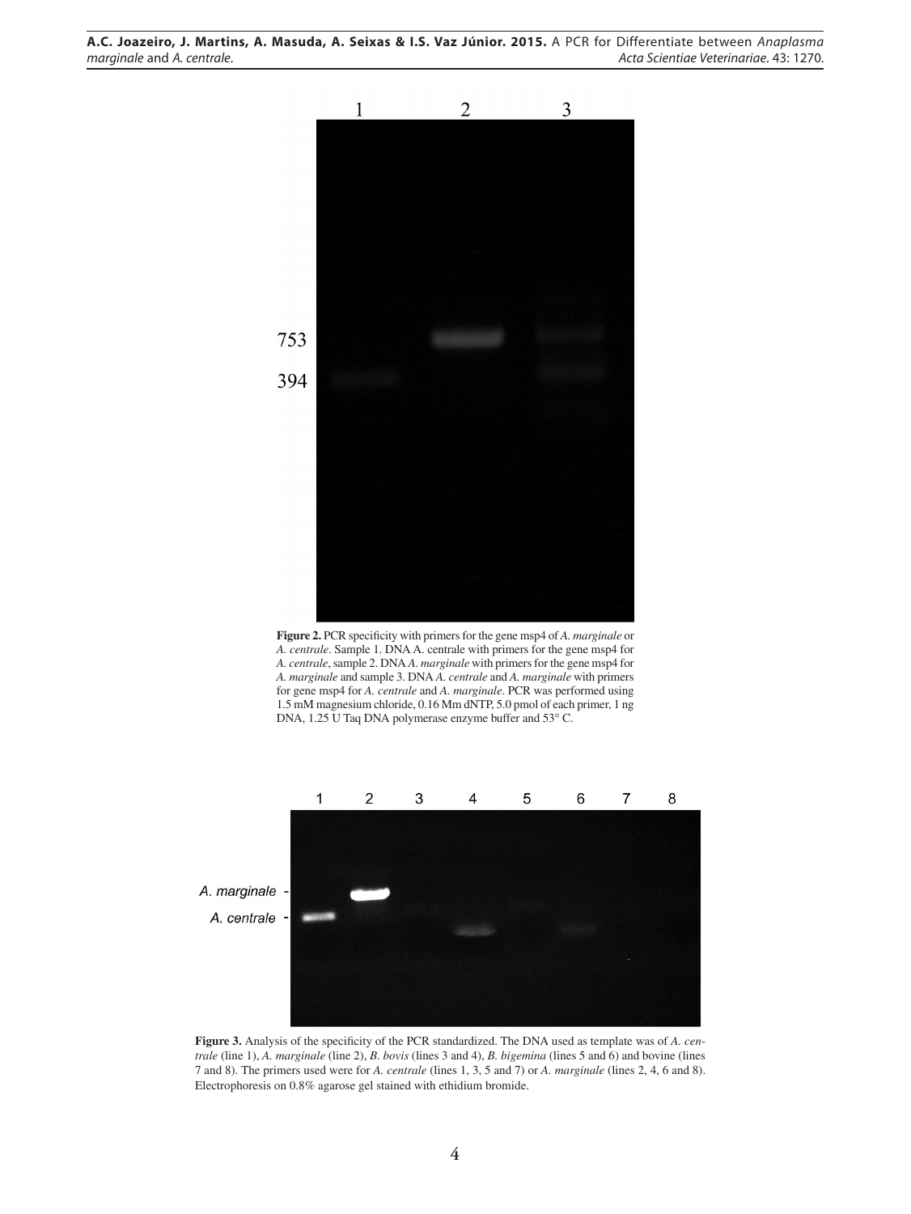**Figure 2.** PCR specificity with primers for the gene msp4 of *A. marginale* or *A. centrale*. Sample 1. DNA A. centrale with primers for the gene msp4 for *A. centrale*, sample 2. DNA *A. marginale* with primers for the gene msp4 for *A. marginale* and sample 3. DNA *A. centrale* and *A. marginale* with primers for gene msp4 for *A. centrale* and *A. marginale*. PCR was performed using 1.5 mM magnesium chloride, 0.16 Mm dNTP, 5.0 pmol of each primer, 1 ng DNA, 1.25 U Taq DNA polymerase enzyme buffer and 53° C.

**Figure 3.** Analysis of the specificity of the PCR standardized. The DNA used as template was of *A. centrale* (line 1), *A. marginale* (line 2), *B. bovis* (lines 3 and 4), *B. bigemina* (lines 5 and 6) and bovine (lines 7 and 8). The primers used were for *A. centrale* (lines 1, 3, 5 and 7) or *A. marginale* (lines 2, 4, 6 and 8). Electrophoresis on 0.8% agarose gel stained with ethidium bromide.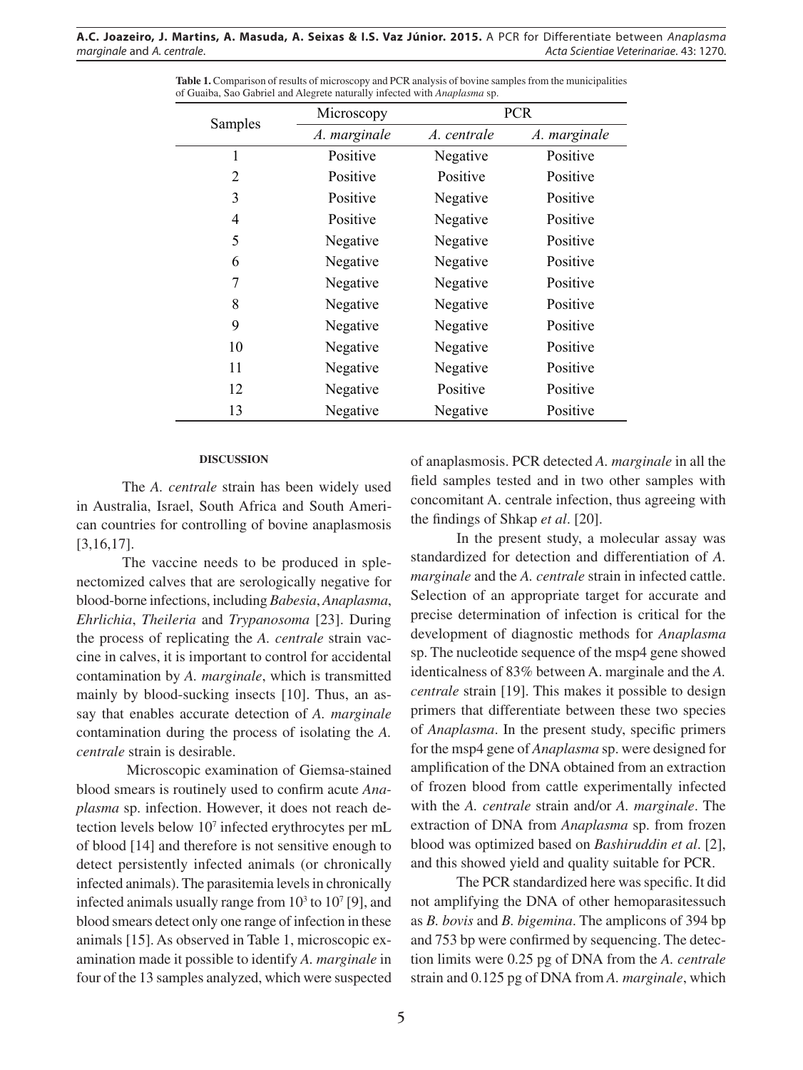**Table 1.** Comparison of results of microscopy and PCR analysis of bovine samples from the municipalities of Guaiba, Sao Gabriel and Alegrete naturally infected with *Anaplasma* sp.

| Samples | Microscopy | PCR | |
|---|---|---|---|
| | *A. marginale* | *A. centrale* | *A. marginale* |
| 1 | Positive | Negative | Positive |
| 2 | Positive | Positive | Positive |
| 3 | Positive | Negative | Positive |
| 4 | Positive | Negative | Positive |
| 5 | Negative | Negative | Positive |
| 6 | Negative | Negative | Positive |
| 7 | Negative | Negative | Positive |
| 8 | Negative | Negative | Positive |
| 9 | Negative | Negative | Positive |
| 10 | Negative | Negative | Positive |
| 11 | Negative | Negative | Positive |
| 12 | Negative | Positive | Positive |
| 13 | Negative | Negative | Positive |

## DISCUSSION

The *A. centrale* strain has been widely used in Australia, Israel, South Africa and South American countries for controlling of bovine anaplasmosis [3,16,17].

The vaccine needs to be produced in splenectomized calves that are serologically negative for blood-borne infections, including *Babesia*, *Anaplasma*, *Ehrlichia*, *Theileria* and *Trypanosoma* [23]. During the process of replicating the *A. centrale* strain vaccine in calves, it is important to control for accidental contamination by *A. marginale*, which is transmitted mainly by blood-sucking insects [10]. Thus, an assay that enables accurate detection of *A. marginale* contamination during the process of isolating the *A. centrale* strain is desirable.

Microscopic examination of Giemsa-stained blood smears is routinely used to confirm acute *Anaplasma* sp. infection. However, it does not reach detection levels below $10^7$ infected erythrocytes per mL of blood [14] and therefore is not sensitive enough to detect persistently infected animals (or chronically infected animals). The parasitemia levels in chronically infected animals usually range from $10^3$ to $10^7$ [9], and blood smears detect only one range of infection in these animals [15]. As observed in Table 1, microscopic examination made it possible to identify *A. marginale* in four of the 13 samples analyzed, which were suspected of anaplasmosis. PCR detected *A. marginale* in all the field samples tested and in two other samples with concomitant A. centrale infection, thus agreeing with the findings of Shkap *et al*. [20].

In the present study, a molecular assay was standardized for detection and differentiation of *A. marginale* and the *A. centrale* strain in infected cattle. Selection of an appropriate target for accurate and precise determination of infection is critical for the development of diagnostic methods for *Anaplasma* sp. The nucleotide sequence of the msp4 gene showed identicalness of 83% between A. marginale and the *A. centrale* strain [19]. This makes it possible to design primers that differentiate between these two species of *Anaplasma*. In the present study, specific primers for the msp4 gene of *Anaplasma* sp. were designed for amplification of the DNA obtained from an extraction of frozen blood from cattle experimentally infected with the *A. centrale* strain and/or *A. marginale*. The extraction of DNA from *Anaplasma* sp. from frozen blood was optimized based on *Bashiruddin et al*. [2], and this showed yield and quality suitable for PCR.

The PCR standardized here was specific. It did not amplifying the DNA of other hemoparasitessuch as *B. bovis* and *B. bigemina*. The amplicons of 394 bp and 753 bp were confirmed by sequencing. The detection limits were 0.25 pg of DNA from the *A. centrale* strain and 0.125 pg of DNA from *A. marginale*, which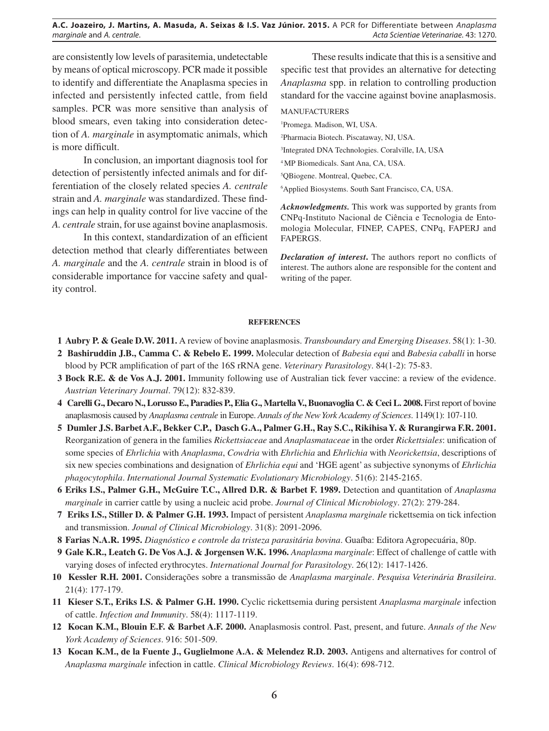are consistently low levels of parasitemia, undetectable by means of optical microscopy. PCR made it possible to identify and differentiate the Anaplasma species in infected and persistently infected cattle, from field samples. PCR was more sensitive than analysis of blood smears, even taking into consideration detection of *A. marginale* in asymptomatic animals, which is more difficult.

In conclusion, an important diagnosis tool for detection of persistently infected animals and for differentiation of the closely related species *A. centrale* strain and *A. marginale* was standardized. These findings can help in quality control for live vaccine of the *A. centrale* strain, for use against bovine anaplasmosis.

In this context, standardization of an efficient detection method that clearly differentiates between *A. marginale* and the *A. centrale* strain in blood is of considerable importance for vaccine safety and quality control.

These results indicate that this is a sensitive and specific test that provides an alternative for detecting *Anaplasma* spp. in relation to controlling production standard for the vaccine against bovine anaplasmosis.

MANUFACTURERS

[1]Promega. Madison, WI, USA.

[2]Pharmacia Biotech. Piscataway, NJ, USA.

[3]Integrated DNA Technologies. Coralville, IA, USA

[4]MP Biomedicals. Sant Ana, CA, USA.

[5]QBiogene. Montreal, Quebec, CA.

[6]Applied Biosystems. South Sant Francisco, CA, USA.

***Acknowledgments.*** This work was supported by grants from CNPq-Instituto Nacional de Ciência e Tecnologia de Entomologia Molecular, FINEP, CAPES, CNPq, FAPERJ and FAPERGS.

***Declaration of interest*.** The authors report no conflicts of interest. The authors alone are responsible for the content and writing of the paper.

## REFERENCES

1 **Aubry P. & Geale D.W. 2011.** A review of bovine anaplasmosis. *Transboundary and Emerging Diseases*. 58(1): 1-30.

2 **Bashiruddin J.B., Camma C. & Rebelo E. 1999.** Molecular detection of *Babesia equi* and *Babesia caballi* in horse blood by PCR amplification of part of the 16S rRNA gene. *Veterinary Parasitology*. 84(1-2): 75-83.

3 **Bock R.E. & de Vos A.J. 2001.** Immunity following use of Australian tick fever vaccine: a review of the evidence. *Austrian Veterinary Journal*. 79(12): 832-839.

4 **Carelli G., Decaro N., Lorusso E., Paradies P., Elia G., Martella V., Buonavoglia C. & Ceci L. 2008.** First report of bovine anaplasmosis caused by *Anaplasma centrale* in Europe. *Annals of the New York Academy of Sciences*. 1149(1): 107-110.

5 **Dumler J.S. Barbet A.F., Bekker C.P., Dasch G.A., Palmer G.H., Ray S.C., Rikihisa Y. & Rurangirwa F.R. 2001.** Reorganization of genera in the families *Rickettsiaceae* and *Anaplasmataceae* in the order *Rickettsiales*: unification of some species of *Ehrlichia* with *Anaplasma*, *Cowdria* with *Ehrlichia* and *Ehrlichia* with *Neorickettsia*, descriptions of six new species combinations and designation of *Ehrlichia equi* and 'HGE agent' as subjective synonyms of *Ehrlichia phagocytophila*. *International Journal Systematic Evolutionary Microbiology*. 51(6): 2145-2165.

6 **Eriks I.S., Palmer G.H., McGuire T.C., Allred D.R. & Barbet F. 1989.** Detection and quantitation of *Anaplasma marginale* in carrier cattle by using a nucleic acid probe. *Journal of Clinical Microbiology*. 27(2): 279-284.

7 **Eriks I.S., Stiller D. & Palmer G.H. 1993.** Impact of persistent *Anaplasma marginale* rickettsemia on tick infection and transmission. *Jounal of Clinical Microbiology*. 31(8): 2091-2096.

8 **Farias N.A.R. 1995.** *Diagnóstico e controle da tristeza parasitária bovina*. Guaíba: Editora Agropecuária, 80p.

9 **Gale K.R., Leatch G. De Vos A.J. & Jorgensen W.K. 1996.** *Anaplasma marginale*: Effect of challenge of cattle with varying doses of infected erythrocytes. *International Journal for Parasitology*. 26(12): 1417-1426.

10 **Kessler R.H. 2001.** Considerações sobre a transmissão de *Anaplasma marginale*. *Pesquisa Veterinária Brasileira*. 21(4): 177-179.

11 **Kieser S.T., Eriks I.S. & Palmer G.H. 1990.** Cyclic rickettsemia during persistent *Anaplasma marginale* infection of cattle. *Infection and Immunity*. 58(4): 1117-1119.

12 **Kocan K.M., Blouin E.F. & Barbet A.F. 2000.** Anaplasmosis control. Past, present, and future. *Annals of the New York Academy of Sciences*. 916: 501-509.

13 **Kocan K.M., de la Fuente J., Guglielmone A.A. & Melendez R.D. 2003.** Antigens and alternatives for control of *Anaplasma marginale* infection in cattle. *Clinical Microbiology Reviews*. 16(4): 698-712.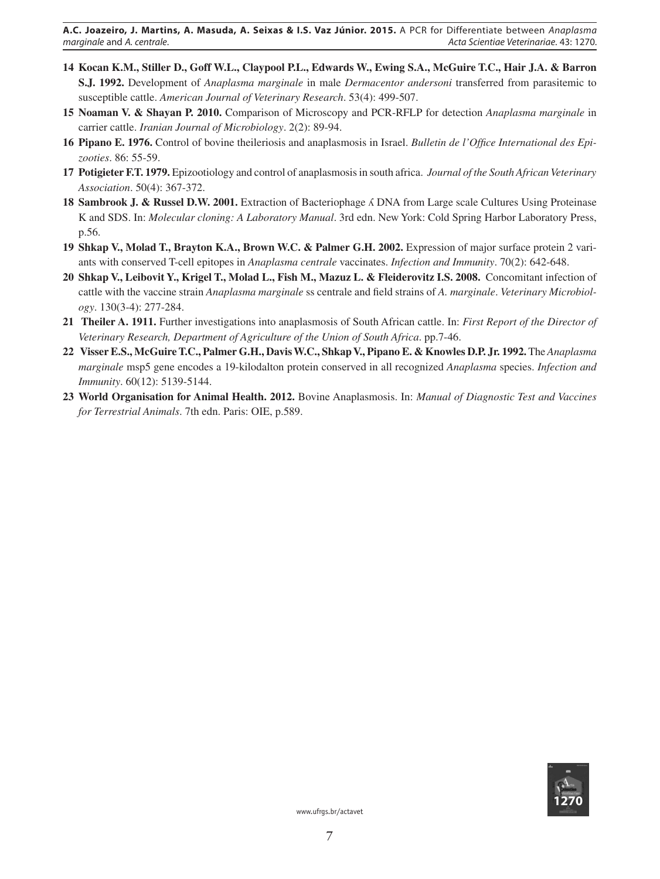14 **Kocan K.M., Stiller D., Goff W.L., Claypool P.L., Edwards W., Ewing S.A., McGuire T.C., Hair J.A. & Barron S.J. 1992.** Development of *Anaplasma marginale* in male *Dermacentor andersoni* transferred from parasitemic to susceptible cattle. *American Journal of Veterinary Research*. 53(4): 499-507.

15 **Noaman V. & Shayan P. 2010.** Comparison of Microscopy and PCR-RFLP for detection *Anaplasma marginale* in carrier cattle. *Iranian Journal of Microbiology*. 2(2): 89-94.

16 **Pipano E. 1976.** Control of bovine theileriosis and anaplasmosis in Israel. *Bulletin de l'Office International des Epizooties*. 86: 55-59.

17 **Potigieter F.T. 1979.** Epizootiology and control of anaplasmosis in south africa. *Journal of the South African Veterinary Association*. 50(4): 367-372.

18 **Sambrook J. & Russel D.W. 2001.** Extraction of Bacteriophage ƛ DNA from Large scale Cultures Using Proteinase K and SDS. In: *Molecular cloning: A Laboratory Manual*. 3rd edn. New York: Cold Spring Harbor Laboratory Press, p.56.

19 **Shkap V., Molad T., Brayton K.A., Brown W.C. & Palmer G.H. 2002.** Expression of major surface protein 2 variants with conserved T-cell epitopes in *Anaplasma centrale* vaccinates. *Infection and Immunity*. 70(2): 642-648.

20 **Shkap V., Leibovit Y., Krigel T., Molad L., Fish M., Mazuz L. & Fleiderovitz I.S. 2008.** Concomitant infection of cattle with the vaccine strain *Anaplasma marginale* ss centrale and field strains of *A. marginale*. *Veterinary Microbiology*. 130(3-4): 277-284.

21 **Theiler A. 1911.** Further investigations into anaplasmosis of South African cattle. In: *First Report of the Director of Veterinary Research, Department of Agriculture of the Union of South Africa*. pp.7-46.

22 **Visser E.S., McGuire T.C., Palmer G.H., Davis W.C., Shkap V., Pipano E. & Knowles D.P. Jr. 1992.** The *Anaplasma marginale* msp5 gene encodes a 19-kilodalton protein conserved in all recognized *Anaplasma* species. *Infection and Immunity*. 60(12): 5139-5144.

23 **World Organisation for Animal Health. 2012.** Bovine Anaplasmosis. In: *Manual of Diagnostic Test and Vaccines for Terrestrial Animals*. 7th edn. Paris: OIE, p.589.